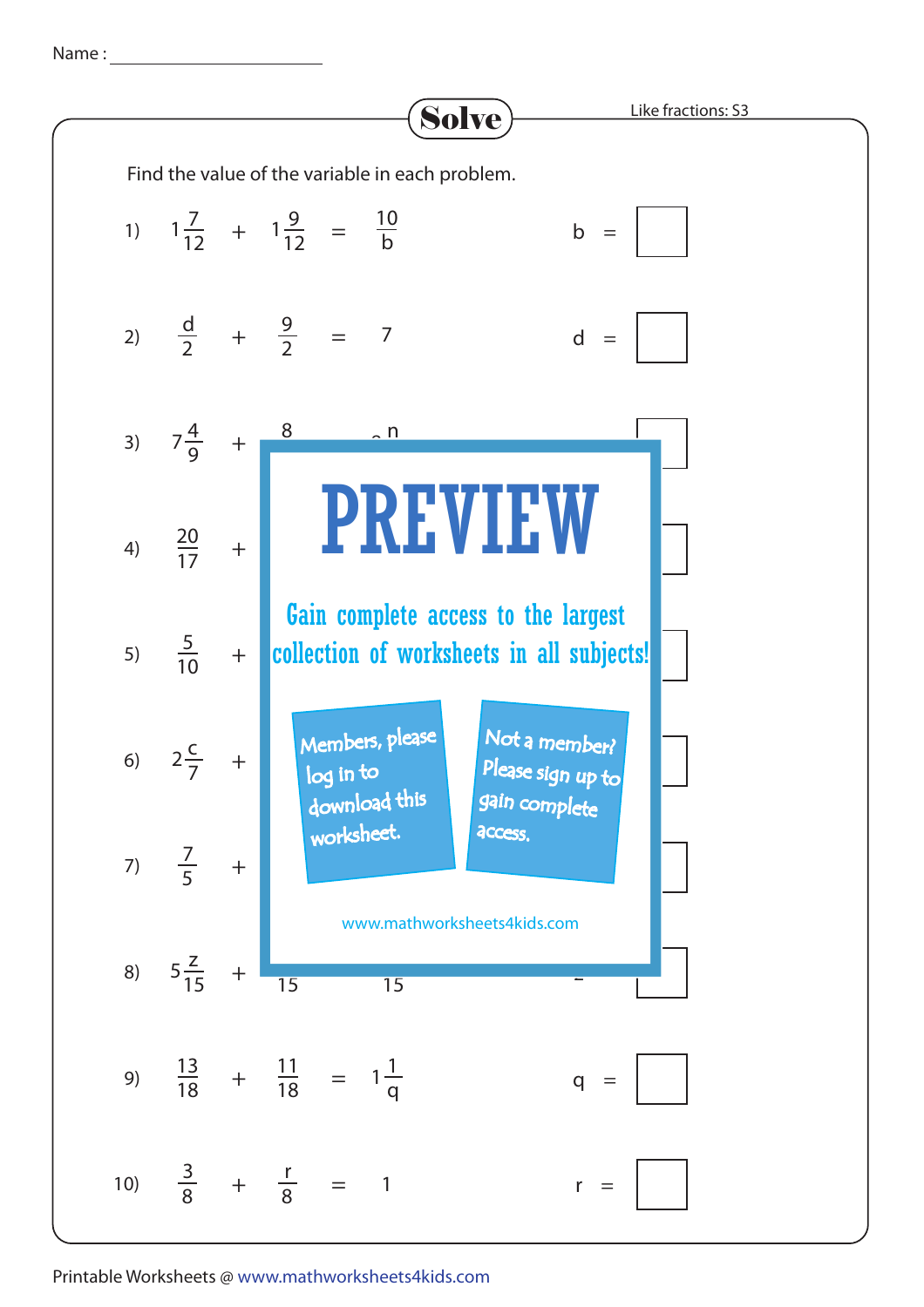Name : ______________________

# Solve

Like fractions: S3

Find the value of the variable in each problem.

1) $1\frac{7}{12} + 1\frac{9}{12} = \frac{10}{b}$  b = ☐

2) $\frac{d}{2} + \frac{9}{2} = 7$  d = ☐

3) $7\frac{4}{9} + \frac{8}{\ }$ ... n  ☐

4) $\frac{20}{17} +$ ...  ☐

5) $\frac{5}{10} +$ ...  ☐

6) $2\frac{c}{7} +$ ...  ☐

7) $\frac{7}{5} +$ ...  ☐

8) $5\frac{z}{15} + \frac{\ }{15}$ ... $\frac{\ }{15}$  ☐

9) $\frac{13}{18} + \frac{11}{18} = 1\frac{1}{q}$  q = ☐

10) $\frac{3}{8} + \frac{r}{8} = 1$  r = ☐

PREVIEW

Gain complete access to the largest collection of worksheets in all subjects!

Members, please log in to download this worksheet.

Not a member? Please sign up to gain complete access.

www.mathworksheets4kids.com

Printable Worksheets @ www.mathworksheets4kids.com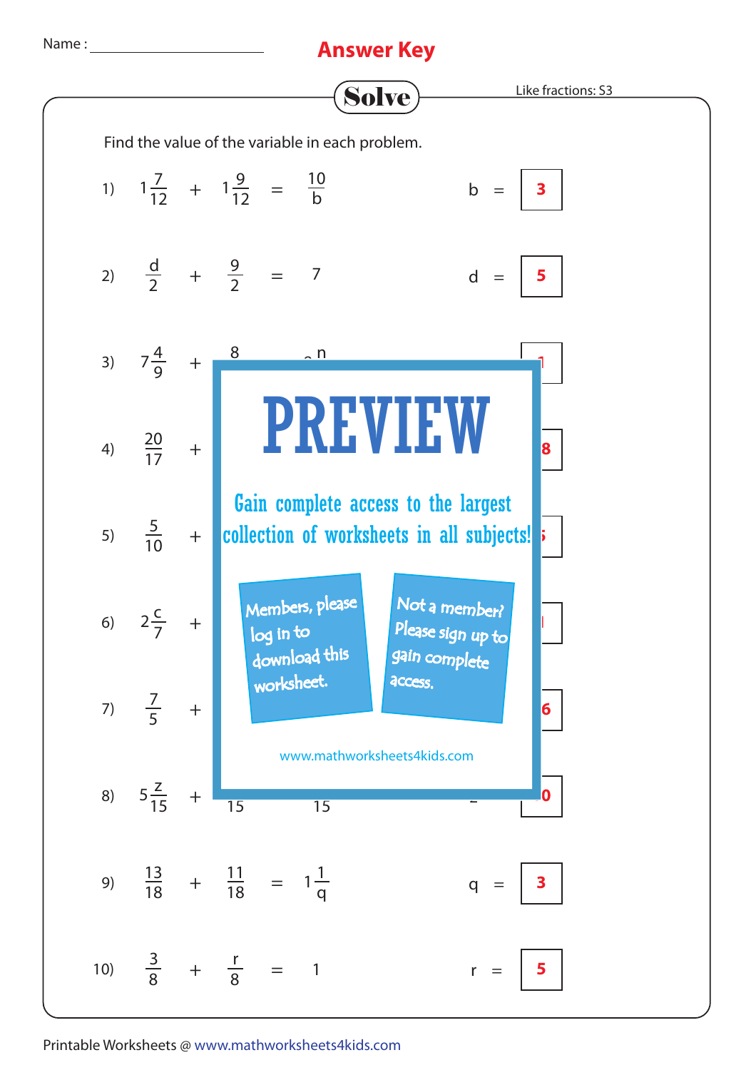Name : ____________________

# Answer Key

## Solve

Like fractions: S3

Find the value of the variable in each problem.

1) $1\frac{7}{12} + 1\frac{9}{12} = \frac{10}{b}$ b = **3**

2) $\frac{d}{2} + \frac{9}{2} = 7$ d = **5**

3) $7\frac{4}{9} + \frac{8}{}$ ... n ... **1**

4) $\frac{20}{17} +$ ... **8**

5) $\frac{5}{10} +$ ... **5**

6) $2\frac{c}{7} +$ ... **1**

7) $\frac{7}{5} +$ ... **6**

8) $5\frac{z}{15} + \frac{}{15}$ ... $\frac{}{15}$ ... **0**

PREVIEW

Gain complete access to the largest collection of worksheets in all subjects!

Members, please log in to download this worksheet.

Not a member? Please sign up to gain complete access.

www.mathworksheets4kids.com

9) $\frac{13}{18} + \frac{11}{18} = 1\frac{1}{q}$ q = **3**

10) $\frac{3}{8} + \frac{r}{8} = 1$ r = **5**

Printable Worksheets @ www.mathworksheets4kids.com